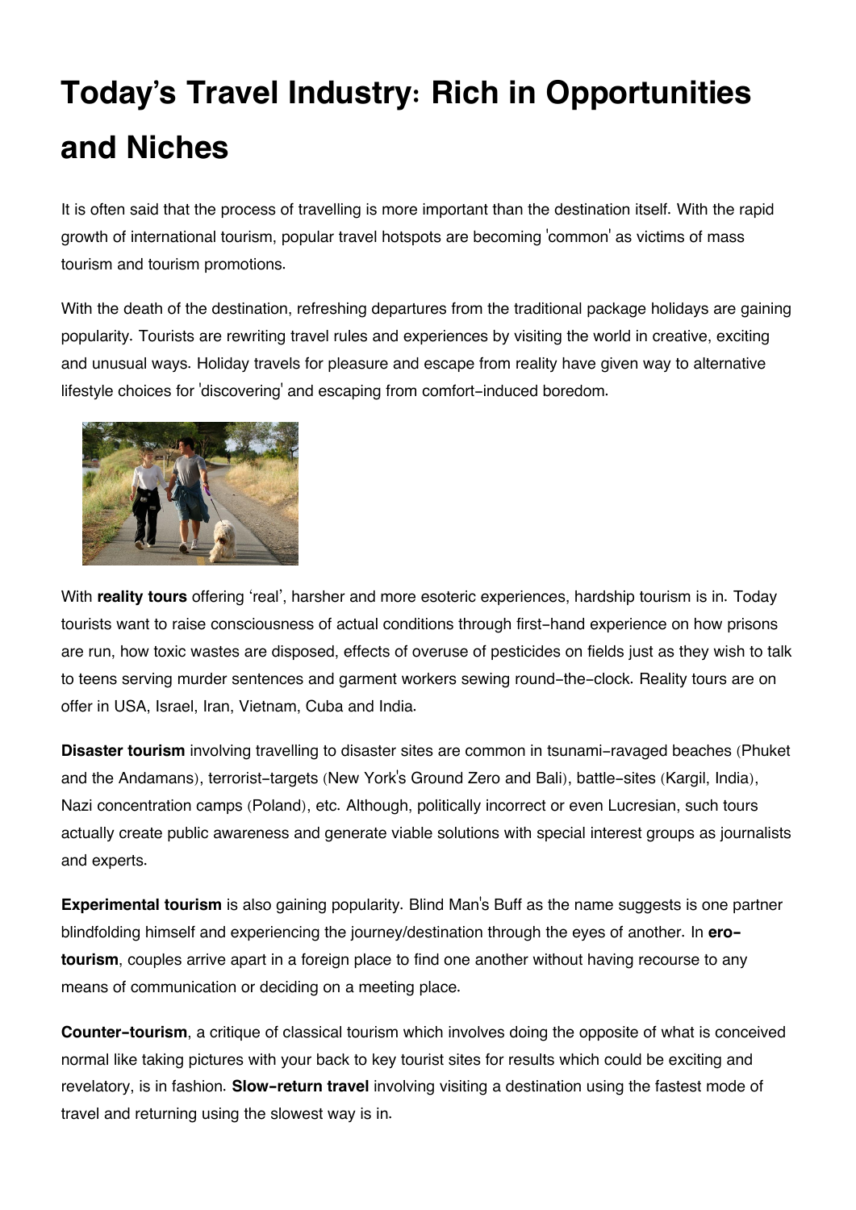# Today's Travel Industry: Rich in Opportunities and Niches

It is often said that the process of travelling is more important than the destination itself. With the rapid growth of international tourism, popular travel hotspots are becoming 'common' as victims of mass tourism and tourism promotions.

With the death of the destination, refreshing departures from the traditional package holidays are gaining popularity. Tourists are rewriting travel rules and experiences by visiting the world in creative, exciting and unusual ways. Holiday travels for pleasure and escape from reality have given way to alternative lifestyle choices for 'discovering' and escaping from comfort-induced boredom.

With **reality tours** offering 'real', harsher and more esoteric experiences, hardship tourism is in. Today tourists want to raise consciousness of actual conditions through first-hand experience on how prisons are run, how toxic wastes are disposed, effects of overuse of pesticides on fields just as they wish to talk to teens serving murder sentences and garment workers sewing round-the-clock. Reality tours are on offer in USA, Israel, Iran, Vietnam, Cuba and India.

**Disaster tourism** involving travelling to disaster sites are common in tsunami-ravaged beaches (Phuket and the Andamans), terrorist-targets (New York's Ground Zero and Bali), battle-sites (Kargil, India), Nazi concentration camps (Poland), etc. Although, politically incorrect or even Lucresian, such tours actually create public awareness and generate viable solutions with special interest groups as journalists and experts.

**Experimental tourism** is also gaining popularity. Blind Man's Buff as the name suggests is one partner blindfolding himself and experiencing the journey/destination through the eyes of another. In **ero-tourism**, couples arrive apart in a foreign place to find one another without having recourse to any means of communication or deciding on a meeting place.

**Counter-tourism**, a critique of classical tourism which involves doing the opposite of what is conceived normal like taking pictures with your back to key tourist sites for results which could be exciting and revelatory, is in fashion. **Slow-return travel** involving visiting a destination using the fastest mode of travel and returning using the slowest way is in.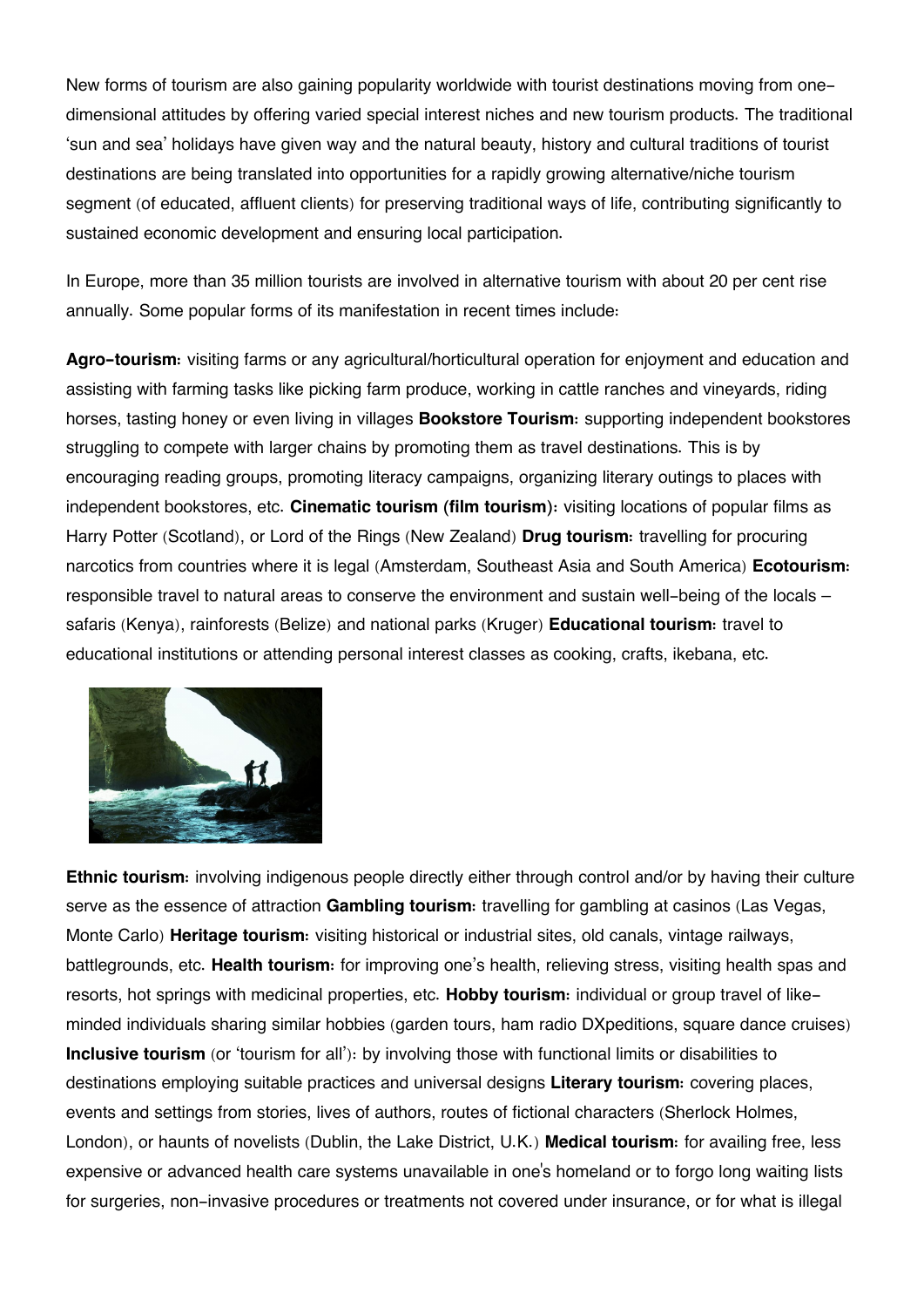New forms of tourism are also gaining popularity worldwide with tourist destinations moving from one-dimensional attitudes by offering varied special interest niches and new tourism products. The traditional 'sun and sea' holidays have given way and the natural beauty, history and cultural traditions of tourist destinations are being translated into opportunities for a rapidly growing alternative/niche tourism segment (of educated, affluent clients) for preserving traditional ways of life, contributing significantly to sustained economic development and ensuring local participation.

In Europe, more than 35 million tourists are involved in alternative tourism with about 20 per cent rise annually. Some popular forms of its manifestation in recent times include:

**Agro-tourism:** visiting farms or any agricultural/horticultural operation for enjoyment and education and assisting with farming tasks like picking farm produce, working in cattle ranches and vineyards, riding horses, tasting honey or even living in villages **Bookstore Tourism:** supporting independent bookstores struggling to compete with larger chains by promoting them as travel destinations. This is by encouraging reading groups, promoting literacy campaigns, organizing literary outings to places with independent bookstores, etc. **Cinematic tourism (film tourism):** visiting locations of popular films as Harry Potter (Scotland), or Lord of the Rings (New Zealand) **Drug tourism:** travelling for procuring narcotics from countries where it is legal (Amsterdam, Southeast Asia and South America) **Ecotourism:** responsible travel to natural areas to conserve the environment and sustain well-being of the locals – safaris (Kenya), rainforests (Belize) and national parks (Kruger) **Educational tourism:** travel to educational institutions or attending personal interest classes as cooking, crafts, ikebana, etc.

**Ethnic tourism:** involving indigenous people directly either through control and/or by having their culture serve as the essence of attraction **Gambling tourism:** travelling for gambling at casinos (Las Vegas, Monte Carlo) **Heritage tourism:** visiting historical or industrial sites, old canals, vintage railways, battlegrounds, etc. **Health tourism:** for improving one's health, relieving stress, visiting health spas and resorts, hot springs with medicinal properties, etc. **Hobby tourism:** individual or group travel of like-minded individuals sharing similar hobbies (garden tours, ham radio DXpeditions, square dance cruises) **Inclusive tourism** (or 'tourism for all'): by involving those with functional limits or disabilities to destinations employing suitable practices and universal designs **Literary tourism:** covering places, events and settings from stories, lives of authors, routes of fictional characters (Sherlock Holmes, London), or haunts of novelists (Dublin, the Lake District, U.K.) **Medical tourism:** for availing free, less expensive or advanced health care systems unavailable in one's homeland or to forgo long waiting lists for surgeries, non-invasive procedures or treatments not covered under insurance, or for what is illegal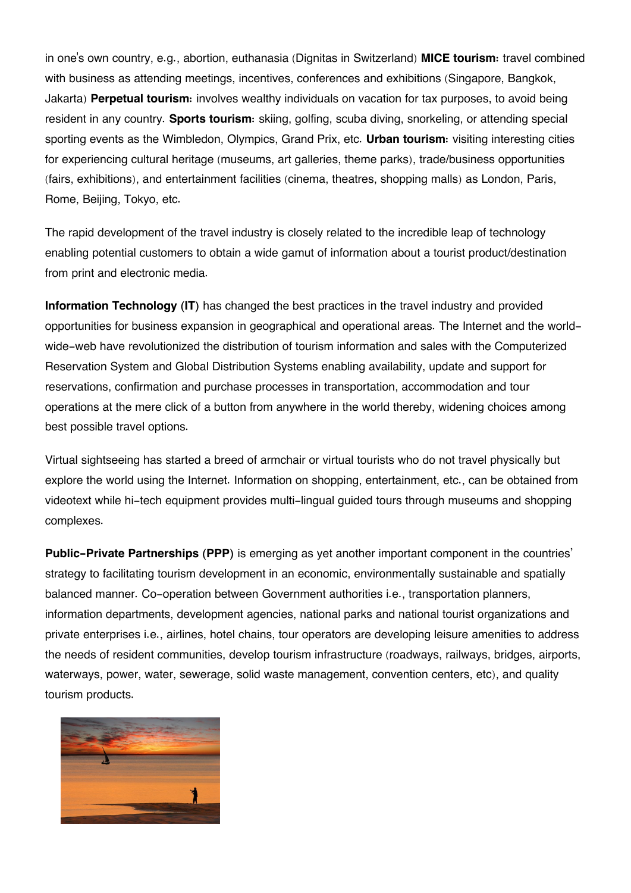in one's own country, e.g., abortion, euthanasia (Dignitas in Switzerland) **MICE tourism:** travel combined with business as attending meetings, incentives, conferences and exhibitions (Singapore, Bangkok, Jakarta) **Perpetual tourism:** involves wealthy individuals on vacation for tax purposes, to avoid being resident in any country. **Sports tourism:** skiing, golfing, scuba diving, snorkeling, or attending special sporting events as the Wimbledon, Olympics, Grand Prix, etc. **Urban tourism:** visiting interesting cities for experiencing cultural heritage (museums, art galleries, theme parks), trade/business opportunities (fairs, exhibitions), and entertainment facilities (cinema, theatres, shopping malls) as London, Paris, Rome, Beijing, Tokyo, etc.

The rapid development of the travel industry is closely related to the incredible leap of technology enabling potential customers to obtain a wide gamut of information about a tourist product/destination from print and electronic media.

**Information Technology (IT)** has changed the best practices in the travel industry and provided opportunities for business expansion in geographical and operational areas. The Internet and the world-wide-web have revolutionized the distribution of tourism information and sales with the Computerized Reservation System and Global Distribution Systems enabling availability, update and support for reservations, confirmation and purchase processes in transportation, accommodation and tour operations at the mere click of a button from anywhere in the world thereby, widening choices among best possible travel options.

Virtual sightseeing has started a breed of armchair or virtual tourists who do not travel physically but explore the world using the Internet. Information on shopping, entertainment, etc., can be obtained from videotext while hi-tech equipment provides multi-lingual guided tours through museums and shopping complexes.

**Public-Private Partnerships (PPP)** is emerging as yet another important component in the countries' strategy to facilitating tourism development in an economic, environmentally sustainable and spatially balanced manner. Co-operation between Government authorities i.e., transportation planners, information departments, development agencies, national parks and national tourist organizations and private enterprises i.e., airlines, hotel chains, tour operators are developing leisure amenities to address the needs of resident communities, develop tourism infrastructure (roadways, railways, bridges, airports, waterways, power, water, sewerage, solid waste management, convention centers, etc), and quality tourism products.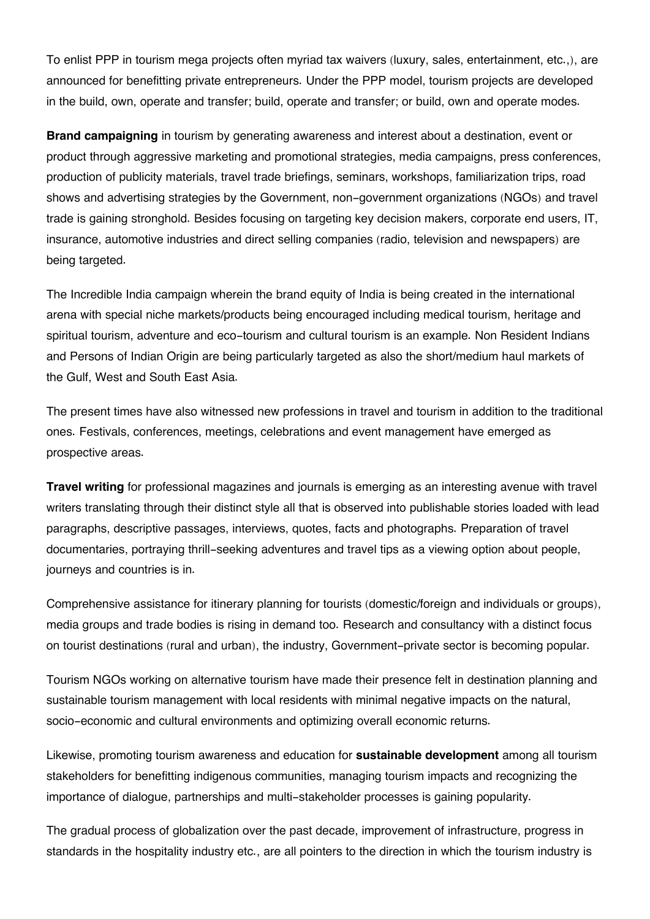To enlist PPP in tourism mega projects often myriad tax waivers (luxury, sales, entertainment, etc.,), are announced for benefitting private entrepreneurs. Under the PPP model, tourism projects are developed in the build, own, operate and transfer; build, operate and transfer; or build, own and operate modes.

**Brand campaigning** in tourism by generating awareness and interest about a destination, event or product through aggressive marketing and promotional strategies, media campaigns, press conferences, production of publicity materials, travel trade briefings, seminars, workshops, familiarization trips, road shows and advertising strategies by the Government, non-government organizations (NGOs) and travel trade is gaining stronghold. Besides focusing on targeting key decision makers, corporate end users, IT, insurance, automotive industries and direct selling companies (radio, television and newspapers) are being targeted.

The Incredible India campaign wherein the brand equity of India is being created in the international arena with special niche markets/products being encouraged including medical tourism, heritage and spiritual tourism, adventure and eco-tourism and cultural tourism is an example. Non Resident Indians and Persons of Indian Origin are being particularly targeted as also the short/medium haul markets of the Gulf, West and South East Asia.

The present times have also witnessed new professions in travel and tourism in addition to the traditional ones. Festivals, conferences, meetings, celebrations and event management have emerged as prospective areas.

**Travel writing** for professional magazines and journals is emerging as an interesting avenue with travel writers translating through their distinct style all that is observed into publishable stories loaded with lead paragraphs, descriptive passages, interviews, quotes, facts and photographs. Preparation of travel documentaries, portraying thrill-seeking adventures and travel tips as a viewing option about people, journeys and countries is in.

Comprehensive assistance for itinerary planning for tourists (domestic/foreign and individuals or groups), media groups and trade bodies is rising in demand too. Research and consultancy with a distinct focus on tourist destinations (rural and urban), the industry, Government-private sector is becoming popular.

Tourism NGOs working on alternative tourism have made their presence felt in destination planning and sustainable tourism management with local residents with minimal negative impacts on the natural, socio-economic and cultural environments and optimizing overall economic returns.

Likewise, promoting tourism awareness and education for **sustainable development** among all tourism stakeholders for benefitting indigenous communities, managing tourism impacts and recognizing the importance of dialogue, partnerships and multi-stakeholder processes is gaining popularity.

The gradual process of globalization over the past decade, improvement of infrastructure, progress in standards in the hospitality industry etc., are all pointers to the direction in which the tourism industry is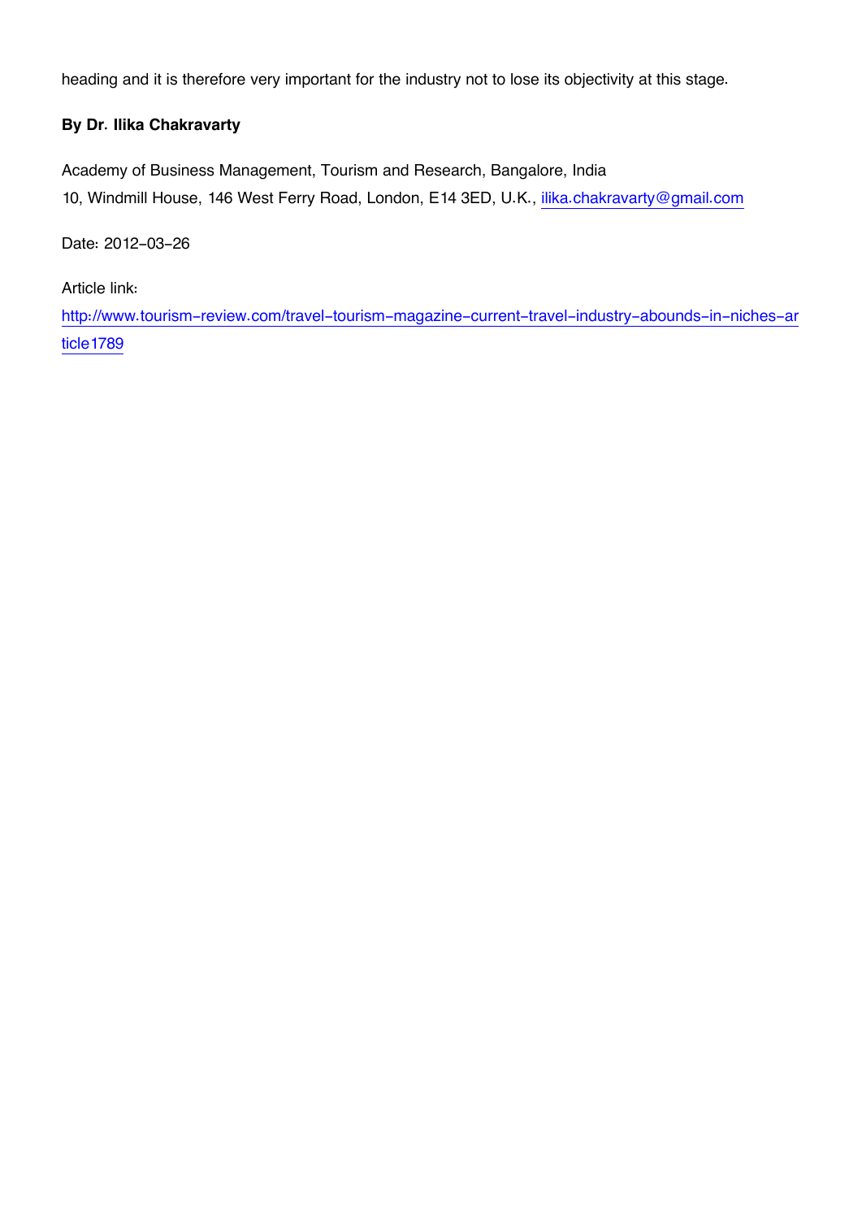heading and it is therefore very important for the industry not to lose its objectivity at this stage.

**By Dr. Ilika Chakravarty**

Academy of Business Management, Tourism and Research, Bangalore, India
10, Windmill House, 146 West Ferry Road, London, E14 3ED, U.K., ilika.chakravarty@gmail.com

Date: 2012-03-26

Article link:
http://www.tourism-review.com/travel-tourism-magazine-current-travel-industry-abounds-in-niches-article1789